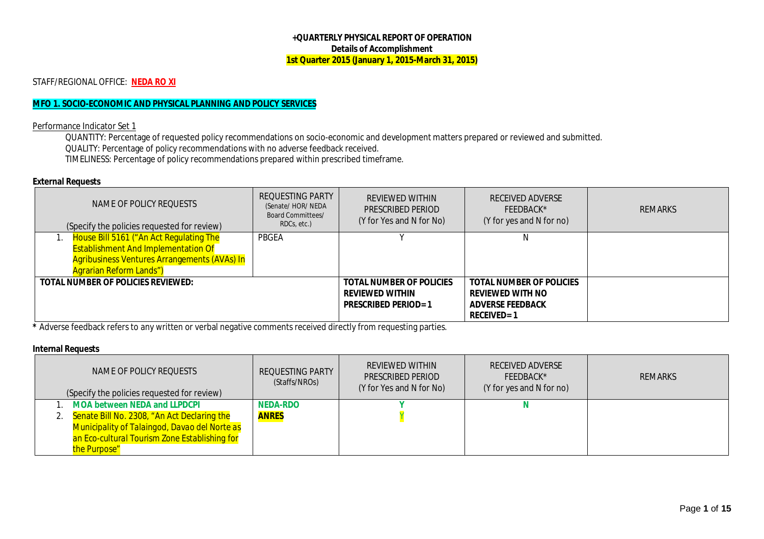**+QUARTERLY PHYSICAL REPORT OF OPERATION**
**Details of Accomplishment**
**1st Quarter 2015 (January 1, 2015-March 31, 2015)**

STAFF/REGIONAL OFFICE: **NEDA RO XI**

**MFO 1. SOCIO-ECONOMIC AND PHYSICAL PLANNING AND POLICY SERVICES**

Performance Indicator Set 1

QUANTITY: Percentage of requested policy recommendations on socio-economic and development matters prepared or reviewed and submitted.
QUALITY: Percentage of policy recommendations with no adverse feedback received.
TIMELINESS: Percentage of policy recommendations prepared within prescribed timeframe.

**External Requests**

| NAME OF POLICY REQUESTS (Specify the policies requested for review) | REQUESTING PARTY (Senate/ HOR/ NEDA Board Committees/ RDCs, etc.) | REVIEWED WITHIN PRESCRIBED PERIOD (Y for Yes and N for No) | RECEIVED ADVERSE FEEDBACK* (Y for yes and N for no) | REMARKS |
|---|---|---|---|---|
| 1. House Bill 5161 ("An Act Regulating The Establishment And Implementation Of Agribusiness Ventures Arrangements (AVAs) In Agrarian Reform Lands") | PBGEA | Y | N | |
| **TOTAL NUMBER OF POLICIES REVIEWED:** | | **TOTAL NUMBER OF POLICIES REVIEWED WITHIN PRESCRIBED PERIOD= 1** | **TOTAL NUMBER OF POLICIES REVIEWED WITH NO ADVERSE FEEDBACK RECEIVED= 1** | |

**\*** Adverse feedback refers to any written or verbal negative comments received directly from requesting parties.

**Internal Requests**

| NAME OF POLICY REQUESTS (Specify the policies requested for review) | REQUESTING PARTY (Staffs/NROs) | REVIEWED WITHIN PRESCRIBED PERIOD (Y for Yes and N for No) | RECEIVED ADVERSE FEEDBACK* (Y for yes and N for no) | REMARKS |
|---|---|---|---|---|
| 1. **MOA between NEDA and LLPDCPI** | **NEDA-RDO** | **Y** | **N** | |
| 2. Senate Bill No. 2308, "An Act Declaring the Municipality of Talaingod, Davao del Norte as an Eco-cultural Tourism Zone Establishing for the Purpose" | **ANRES** | Y | | |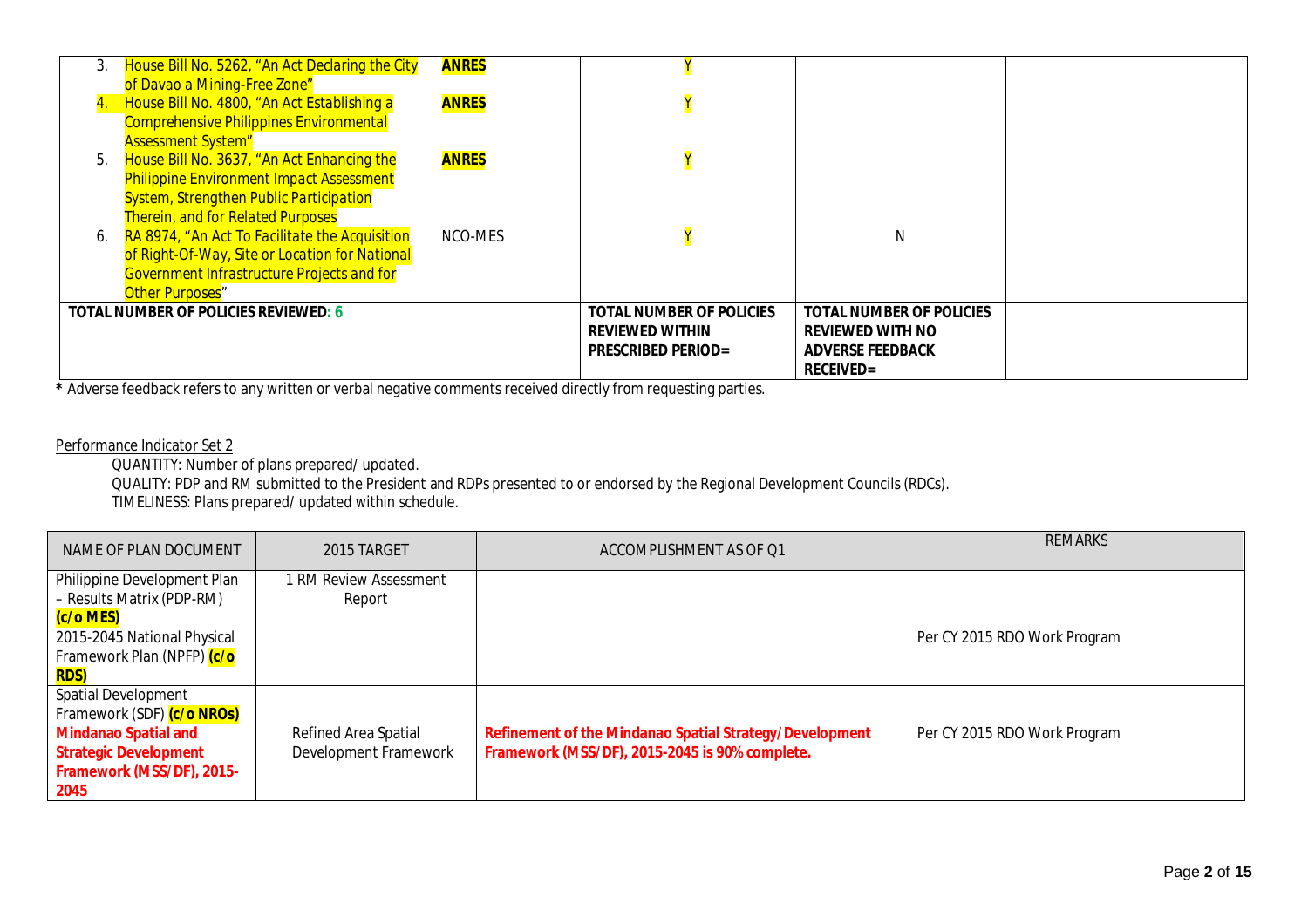| | | | | |
|---|---|---|---|---|
| 3. House Bill No. 5262, "An Act Declaring the City of Davao a Mining-Free Zone" | **ANRES** | Y | | |
| 4. House Bill No. 4800, "An Act Establishing a Comprehensive Philippines Environmental Assessment System" | **ANRES** | Y | | |
| 5. House Bill No. 3637, "An Act Enhancing the Philippine Environment Impact Assessment System, Strengthen Public Participation Therein, and for Related Purposes | **ANRES** | Y | | |
| 6. RA 8974, "An Act To Facilitate the Acquisition of Right-Of-Way, Site or Location for National Government Infrastructure Projects and for Other Purposes" | NCO-MES | Y | N | |
| **TOTAL NUMBER OF POLICIES REVIEWED: 6** | | **TOTAL NUMBER OF POLICIES REVIEWED WITHIN PRESCRIBED PERIOD=** | **TOTAL NUMBER OF POLICIES REVIEWED WITH NO ADVERSE FEEDBACK RECEIVED=** | |

**\*** Adverse feedback refers to any written or verbal negative comments received directly from requesting parties.

Performance Indicator Set 2

QUANTITY: Number of plans prepared/ updated.

QUALITY: PDP and RM submitted to the President and RDPs presented to or endorsed by the Regional Development Councils (RDCs).

TIMELINESS: Plans prepared/ updated within schedule.

| NAME OF PLAN DOCUMENT | 2015 TARGET | ACCOMPLISHMENT AS OF Q1 | REMARKS |
|---|---|---|---|
| Philippine Development Plan – Results Matrix (PDP-RM) **(c/o MES)** | 1 RM Review Assessment Report | | |
| 2015-2045 National Physical Framework Plan (NPFP) **(c/o RDS)** | | | Per CY 2015 RDO Work Program |
| Spatial Development Framework (SDF) **(c/o NROs)** | | | |
| **Mindanao Spatial and Strategic Development Framework (MSS/DF), 2015-2045** | Refined Area Spatial Development Framework | **Refinement of the Mindanao Spatial Strategy/Development Framework (MSS/DF), 2015-2045 is 90% complete.** | Per CY 2015 RDO Work Program |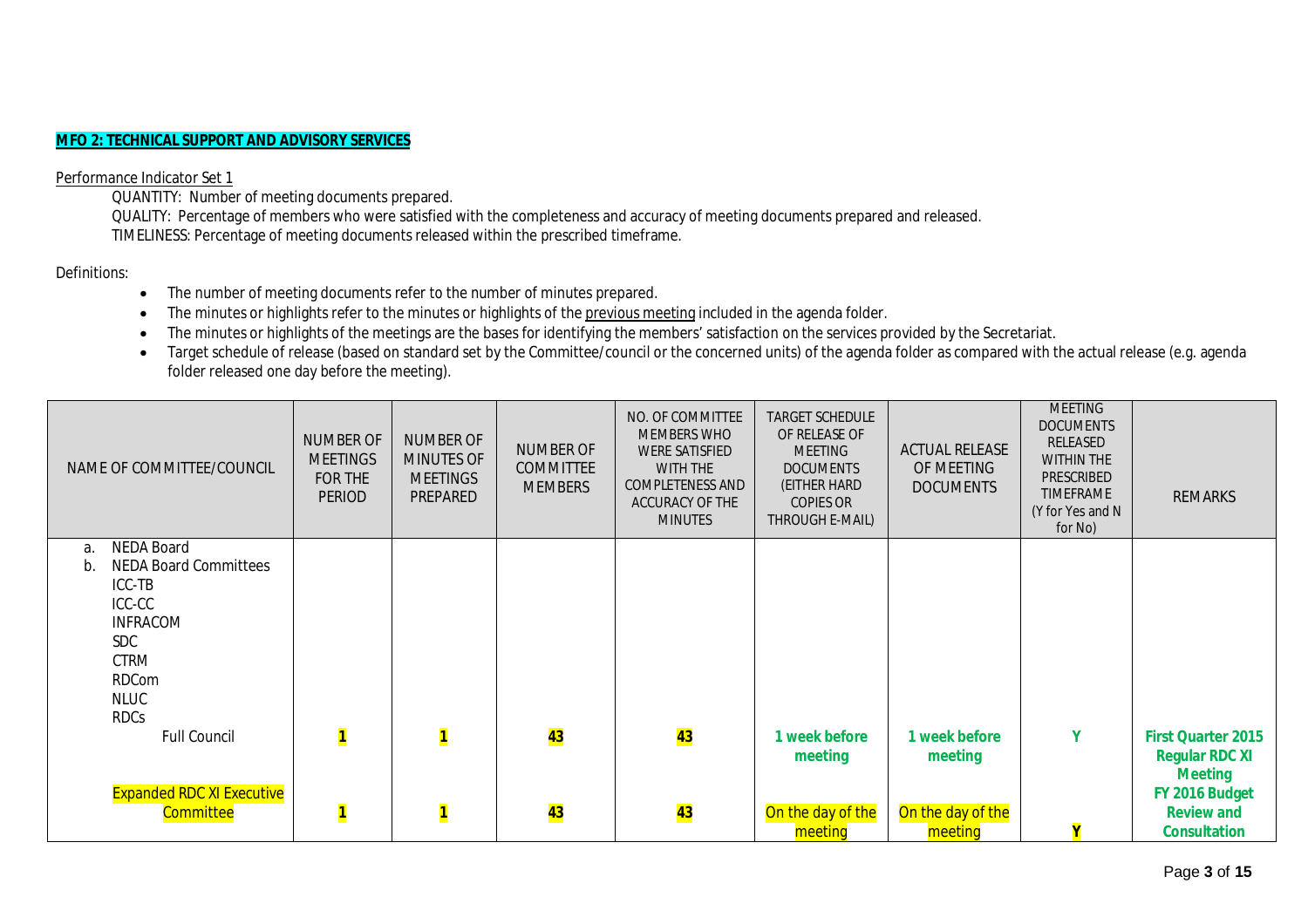**MFO 2: TECHNICAL SUPPORT AND ADVISORY SERVICES**

Performance Indicator Set 1

QUANTITY: Number of meeting documents prepared.

QUALITY: Percentage of members who were satisfied with the completeness and accuracy of meeting documents prepared and released.

TIMELINESS: Percentage of meeting documents released within the prescribed timeframe.

Definitions:

- The number of meeting documents refer to the number of minutes prepared.
- The minutes or highlights refer to the minutes or highlights of the previous meeting included in the agenda folder.
- The minutes or highlights of the meetings are the bases for identifying the members' satisfaction on the services provided by the Secretariat.
- Target schedule of release (based on standard set by the Committee/council or the concerned units) of the agenda folder as compared with the actual release (e.g. agenda folder released one day before the meeting).

| NAME OF COMMITTEE/COUNCIL | NUMBER OF MEETINGS FOR THE PERIOD | NUMBER OF MINUTES OF MEETINGS PREPARED | NUMBER OF COMMITTEE MEMBERS | NO. OF COMMITTEE MEMBERS WHO WERE SATISFIED WITH THE COMPLETENESS AND ACCURACY OF THE MINUTES | TARGET SCHEDULE OF RELEASE OF MEETING DOCUMENTS (EITHER HARD COPIES OR THROUGH E-MAIL) | ACTUAL RELEASE OF MEETING DOCUMENTS | MEETING DOCUMENTS RELEASED WITHIN THE PRESCRIBED TIMEFRAME (Y for Yes and N for No) | REMARKS |
|---|---|---|---|---|---|---|---|---|
| a. NEDA Board | | | | | | | | |
| b. NEDA Board Committees | | | | | | | | |
| ICC-TB | | | | | | | | |
| ICC-CC | | | | | | | | |
| INFRACOM | | | | | | | | |
| SDC | | | | | | | | |
| CTRM | | | | | | | | |
| RDCom | | | | | | | | |
| NLUC | | | | | | | | |
| RDCs | | | | | | | | |
| Full Council | **1** | **1** | **43** | **43** | **1 week before meeting** | **1 week before meeting** | **Y** | **First Quarter 2015 Regular RDC XI Meeting** |
| Expanded RDC XI Executive Committee | **1** | **1** | **43** | **43** | On the day of the meeting | On the day of the meeting | **Y** | **FY 2016 Budget Review and Consultation** |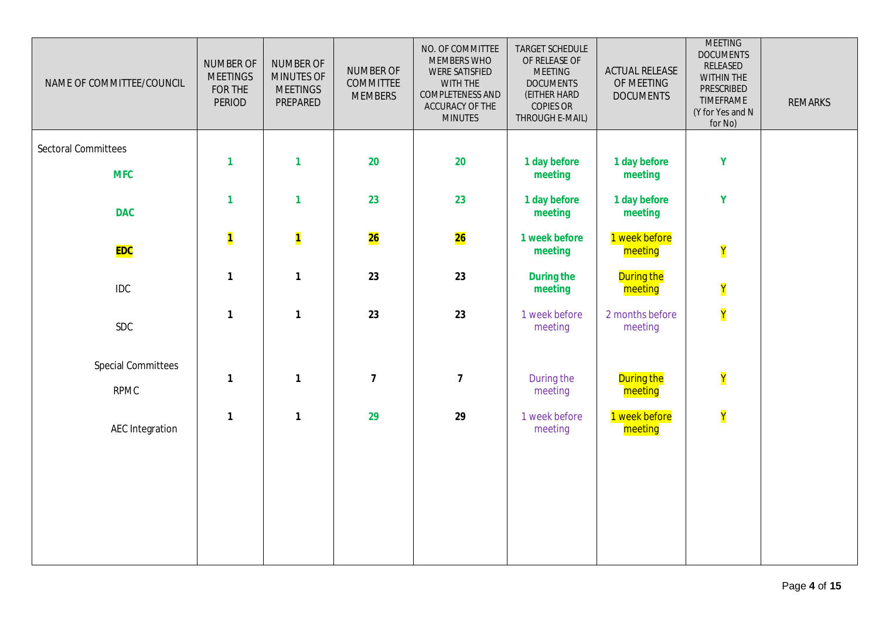| NAME OF COMMITTEE/COUNCIL | NUMBER OF MEETINGS FOR THE PERIOD | NUMBER OF MINUTES OF MEETINGS PREPARED | NUMBER OF COMMITTEE MEMBERS | NO. OF COMMITTEE MEMBERS WHO WERE SATISFIED WITH THE COMPLETENESS AND ACCURACY OF THE MINUTES | TARGET SCHEDULE OF RELEASE OF MEETING DOCUMENTS (EITHER HARD COPIES OR THROUGH E-MAIL) | ACTUAL RELEASE OF MEETING DOCUMENTS | MEETING DOCUMENTS RELEASED WITHIN THE PRESCRIBED TIMEFRAME (Y for Yes and N for No) | REMARKS |
|---|---|---|---|---|---|---|---|---|
| Sectoral Committees | | | | | | | | |
| **MFC** | 1 | 1 | 20 | 20 | **1 day before meeting** | **1 day before meeting** | Y | |
| **DAC** | 1 | 1 | 23 | 23 | **1 day before meeting** | **1 day before meeting** | Y | |
| **EDC** | **1** | **1** | **26** | **26** | **1 week before meeting** | 1 week before meeting | Y | |
| IDC | 1 | 1 | 23 | 23 | **During the meeting** | During the meeting | Y | |
| SDC | 1 | 1 | 23 | 23 | 1 week before meeting | 2 months before meeting | Y | |
| Special Committees | | | | | | | | |
| RPMC | 1 | 1 | 7 | 7 | During the meeting | During the meeting | Y | |
| AEC Integration | 1 | 1 | 29 | 29 | 1 week before meeting | 1 week before meeting | Y | |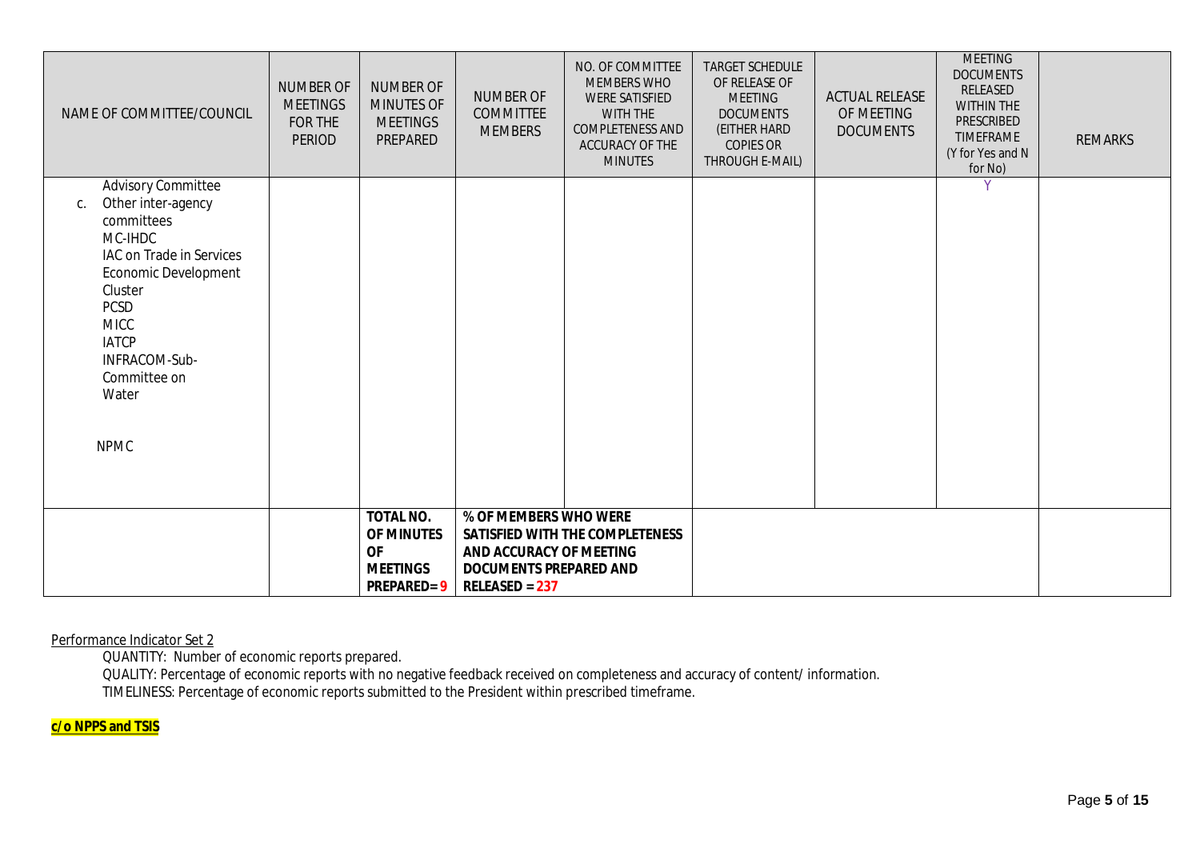| NAME OF COMMITTEE/COUNCIL | NUMBER OF MEETINGS FOR THE PERIOD | NUMBER OF MINUTES OF MEETINGS PREPARED | NUMBER OF COMMITTEE MEMBERS | NO. OF COMMITTEE MEMBERS WHO WERE SATISFIED WITH THE COMPLETENESS AND ACCURACY OF THE MINUTES | TARGET SCHEDULE OF RELEASE OF MEETING DOCUMENTS (EITHER HARD COPIES OR THROUGH E-MAIL) | ACTUAL RELEASE OF MEETING DOCUMENTS | MEETING DOCUMENTS RELEASED WITHIN THE PRESCRIBED TIMEFRAME (Y for Yes and N for No) | REMARKS |
|---|---|---|---|---|---|---|---|---|
| Advisory Committee<br>c. Other inter-agency committees<br>MC-IHDC<br>IAC on Trade in Services<br>Economic Development Cluster<br>PCSD<br>MICC<br>IATCP<br>INFRACOM-Sub-Committee on Water<br><br>NPMC | | | | | | | Y | |
| | | **TOTAL NO. OF MINUTES OF MEETINGS PREPARED= 9** | **% OF MEMBERS WHO WERE SATISFIED WITH THE COMPLETENESS AND ACCURACY OF MEETING DOCUMENTS PREPARED AND RELEASED = 237** | | | | | |

Performance Indicator Set 2

QUANTITY: Number of economic reports prepared.

QUALITY: Percentage of economic reports with no negative feedback received on completeness and accuracy of content/ information.

TIMELINESS: Percentage of economic reports submitted to the President within prescribed timeframe.

**c/o NPPS and TSIS**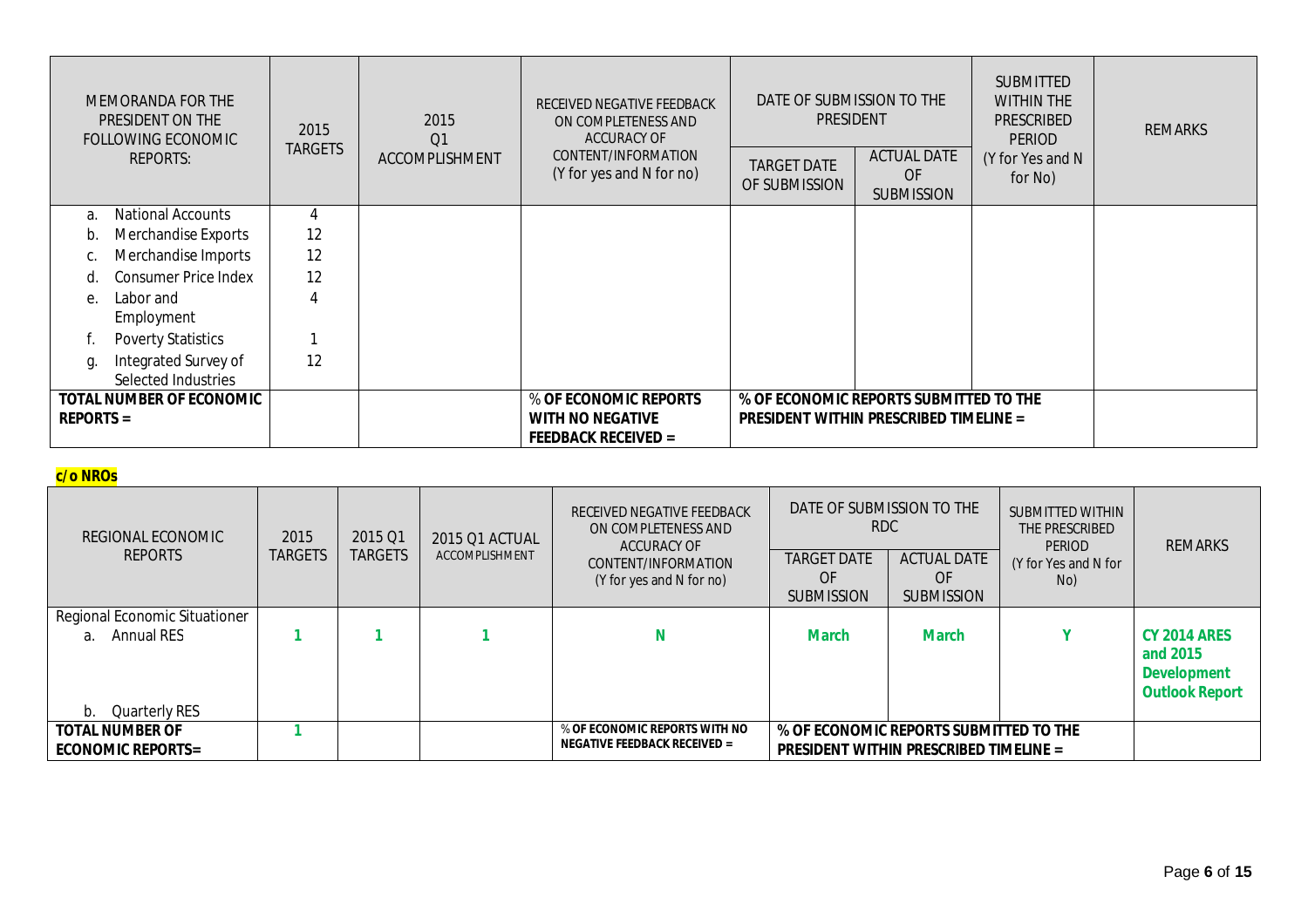| MEMORANDA FOR THE PRESIDENT ON THE FOLLOWING ECONOMIC REPORTS: | 2015 TARGETS | 2015 Q1 ACCOMPLISHMENT | RECEIVED NEGATIVE FEEDBACK ON COMPLETENESS AND ACCURACY OF CONTENT/INFORMATION (Y for yes and N for no) | DATE OF SUBMISSION TO THE PRESIDENT | | SUBMITTED WITHIN THE PRESCRIBED PERIOD (Y for Yes and N for No) | REMARKS |
|---|---|---|---|---|---|---|---|
| | | | | TARGET DATE OF SUBMISSION | ACTUAL DATE OF SUBMISSION | | |
| a. National Accounts | 4 | | | | | | |
| b. Merchandise Exports | 12 | | | | | | |
| c. Merchandise Imports | 12 | | | | | | |
| d. Consumer Price Index | 12 | | | | | | |
| e. Labor and Employment | 4 | | | | | | |
| f. Poverty Statistics | 1 | | | | | | |
| g. Integrated Survey of Selected Industries | 12 | | | | | | |
| **TOTAL NUMBER OF ECONOMIC REPORTS =** | | | **% OF ECONOMIC REPORTS WITH NO NEGATIVE FEEDBACK RECEIVED =** | **% OF ECONOMIC REPORTS SUBMITTED TO THE PRESIDENT WITHIN PRESCRIBED TIMELINE =** | | | |

**c/o NROs**

| REGIONAL ECONOMIC REPORTS | 2015 TARGETS | 2015 Q1 TARGETS | 2015 Q1 ACTUAL ACCOMPLISHMENT | RECEIVED NEGATIVE FEEDBACK ON COMPLETENESS AND ACCURACY OF CONTENT/INFORMATION (Y for yes and N for no) | DATE OF SUBMISSION TO THE RDC | | SUBMITTED WITHIN THE PRESCRIBED PERIOD (Y for Yes and N for No) | REMARKS |
|---|---|---|---|---|---|---|---|---|
| | | | | | TARGET DATE OF SUBMISSION | ACTUAL DATE OF SUBMISSION | | |
| Regional Economic Situationer<br>a. Annual RES<br>b. Quarterly RES | **1** | **1** | **1** | **N** | **March** | **March** | **Y** | **CY 2014 ARES and 2015 Development Outlook Report** |
| **TOTAL NUMBER OF ECONOMIC REPORTS=** | **1** | | | **% OF ECONOMIC REPORTS WITH NO NEGATIVE FEEDBACK RECEIVED =** | **% OF ECONOMIC REPORTS SUBMITTED TO THE PRESIDENT WITHIN PRESCRIBED TIMELINE =** | | | |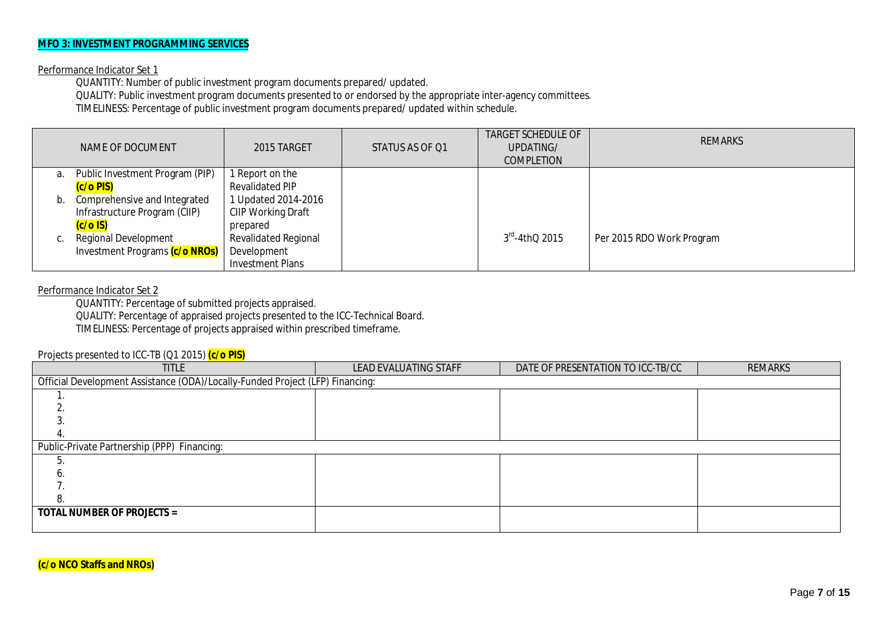**MFO 3: INVESTMENT PROGRAMMING SERVICES**

Performance Indicator Set 1

QUANTITY: Number of public investment program documents prepared/ updated.

QUALITY: Public investment program documents presented to or endorsed by the appropriate inter-agency committees.

TIMELINESS: Percentage of public investment program documents prepared/ updated within schedule.

| NAME OF DOCUMENT | 2015 TARGET | STATUS AS OF Q1 | TARGET SCHEDULE OF UPDATING/ COMPLETION | REMARKS |
|---|---|---|---|---|
| a. Public Investment Program (PIP) **(c/o PIS)** | 1 Report on the Revalidated PIP | | | |
| b. Comprehensive and Integrated Infrastructure Program (CIIP) **(c/o IS)** | 1 Updated 2014-2016 CIIP Working Draft prepared | | | |
| c. Regional Development Investment Programs **(c/o NROs)** | Revalidated Regional Development Investment Plans | | 3rd-4thQ 2015 | Per 2015 RDO Work Program |

Performance Indicator Set 2

QUANTITY: Percentage of submitted projects appraised.

QUALITY: Percentage of appraised projects presented to the ICC-Technical Board.

TIMELINESS: Percentage of projects appraised within prescribed timeframe.

Projects presented to ICC-TB (Q1 2015) **(c/o PIS)**

| TITLE | LEAD EVALUATING STAFF | DATE OF PRESENTATION TO ICC-TB/CC | REMARKS |
|---|---|---|---|
| Official Development Assistance (ODA)/Locally-Funded Project (LFP) Financing: | | | |
| 1. | | | |
| 2. | | | |
| 3. | | | |
| 4. | | | |
| Public-Private Partnership (PPP) Financing: | | | |
| 5. | | | |
| 6. | | | |
| 7. | | | |
| 8. | | | |
| **TOTAL NUMBER OF PROJECTS =** | | | |

**(c/o NCO Staffs and NROs)**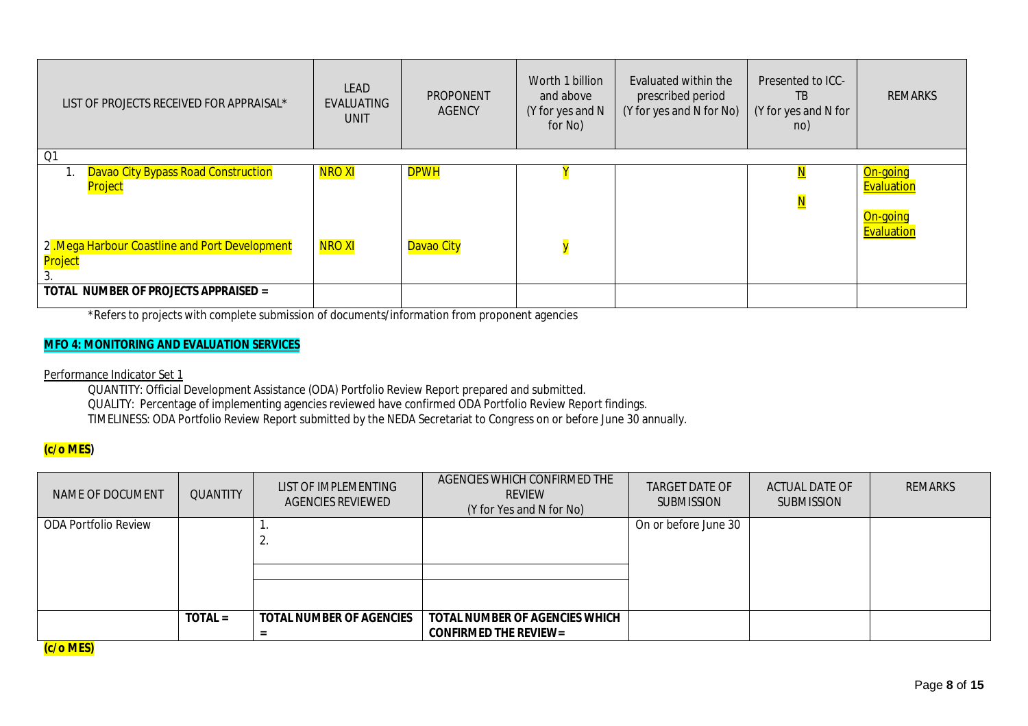| LIST OF PROJECTS RECEIVED FOR APPRAISAL* | LEAD EVALUATING UNIT | PROPONENT AGENCY | Worth 1 billion and above (Y for yes and N for No) | Evaluated within the prescribed period (Y for yes and N for No) | Presented to ICC-TB (Y for yes and N for no) | REMARKS |
|---|---|---|---|---|---|---|
| Q1 | | | | | | |
| 1. Davao City Bypass Road Construction Project | NRO XI | DPWH | Y | | N | On-going Evaluation |
| 2 .Mega Harbour Coastline and Port Development Project | NRO XI | Davao City | y | | N | On-going Evaluation |
| 3. | | | | | | |
| **TOTAL NUMBER OF PROJECTS APPRAISED =** | | | | | | |

*Refers to projects with complete submission of documents/information from proponent agencies

**MFO 4: MONITORING AND EVALUATION SERVICES**

Performance Indicator Set 1

QUANTITY: Official Development Assistance (ODA) Portfolio Review Report prepared and submitted.
QUALITY: Percentage of implementing agencies reviewed have confirmed ODA Portfolio Review Report findings.
TIMELINESS: ODA Portfolio Review Report submitted by the NEDA Secretariat to Congress on or before June 30 annually.

**(c/o MES)**

| NAME OF DOCUMENT | QUANTITY | LIST OF IMPLEMENTING AGENCIES REVIEWED | AGENCIES WHICH CONFIRMED THE REVIEW (Y for Yes and N for No) | TARGET DATE OF SUBMISSION | ACTUAL DATE OF SUBMISSION | REMARKS |
|---|---|---|---|---|---|---|
| ODA Portfolio Review | | 1.<br>2. | | On or before June 30 | | |
| | | | | | | |
| | | | | | | |
| | **TOTAL =** | **TOTAL NUMBER OF AGENCIES =** | **TOTAL NUMBER OF AGENCIES WHICH CONFIRMED THE REVIEW =** | | | |

**(c/o MES)**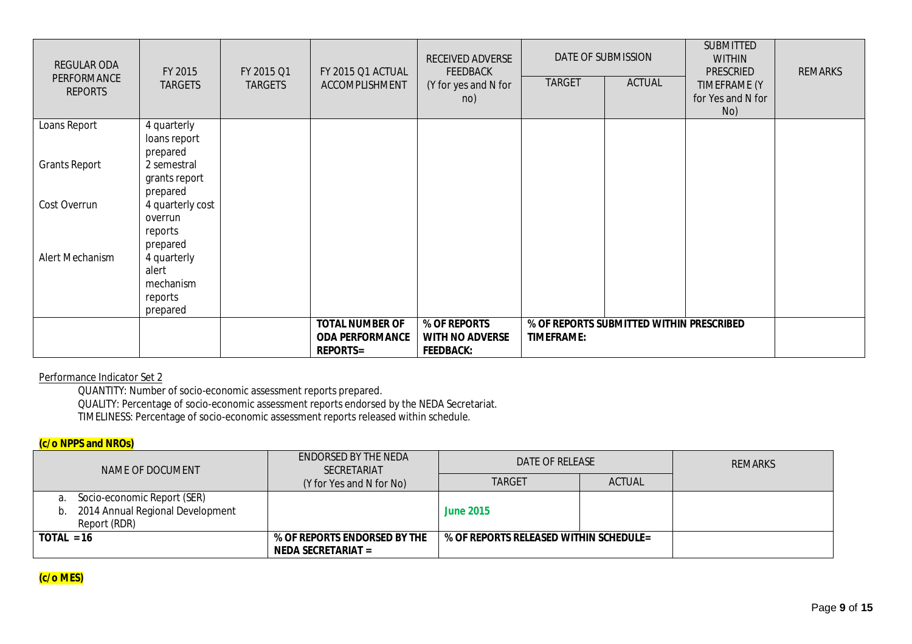| REGULAR ODA PERFORMANCE REPORTS | FY 2015 TARGETS | FY 2015 Q1 TARGETS | FY 2015 Q1 ACTUAL ACCOMPLISHMENT | RECEIVED ADVERSE FEEDBACK (Y for yes and N for no) | DATE OF SUBMISSION | | SUBMITTED WITHIN PRESCRIBED TIMEFRAME (Y for Yes and N for No) | REMARKS |
|---|---|---|---|---|---|---|---|---|
| | | | | | TARGET | ACTUAL | | |
| Loans Report | 4 quarterly loans report prepared | | | | | | | |
| Grants Report | 2 semestral grants report prepared | | | | | | | |
| Cost Overrun | 4 quarterly cost overrun reports prepared | | | | | | | |
| Alert Mechanism | 4 quarterly alert mechanism reports prepared | | | | | | | |
| | | | **TOTAL NUMBER OF ODA PERFORMANCE REPORTS=** | **% OF REPORTS WITH NO ADVERSE FEEDBACK:** | **% OF REPORTS SUBMITTED WITHIN PRESCRIBED TIMEFRAME:** | | | |

Performance Indicator Set 2

QUANTITY: Number of socio-economic assessment reports prepared.
QUALITY: Percentage of socio-economic assessment reports endorsed by the NEDA Secretariat.
TIMELINESS: Percentage of socio-economic assessment reports released within schedule.

**(c/o NPPS and NROs)**

| NAME OF DOCUMENT | ENDORSED BY THE NEDA SECRETARIAT (Y for Yes and N for No) | DATE OF RELEASE | | REMARKS |
|---|---|---|---|---|
| | | TARGET | ACTUAL | |
| a. Socio-economic Report (SER)<br>b. 2014 Annual Regional Development Report (RDR) | | **June 2015** | | |
| **TOTAL = 16** | **% OF REPORTS ENDORSED BY THE NEDA SECRETARIAT =** | **% OF REPORTS RELEASED WITHIN SCHEDULE=** | | |

**(c/o MES)**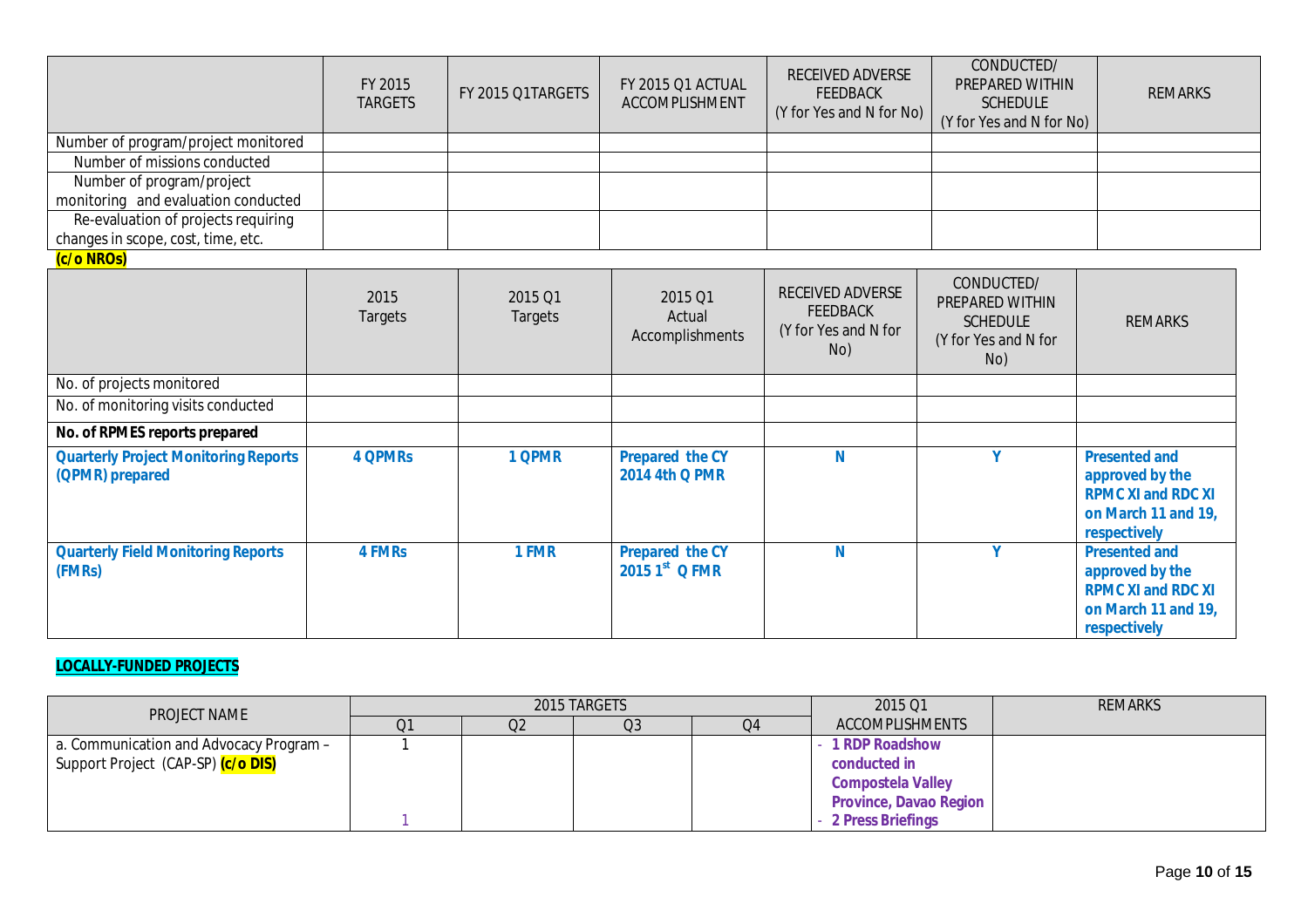| | FY 2015 TARGETS | FY 2015 Q1TARGETS | FY 2015 Q1 ACTUAL ACCOMPLISHMENT | RECEIVED ADVERSE FEEDBACK (Y for Yes and N for No) | CONDUCTED/ PREPARED WITHIN SCHEDULE (Y for Yes and N for No) | REMARKS |
|---|---|---|---|---|---|---|
| Number of program/project monitored | | | | | | |
| Number of missions conducted | | | | | | |
| Number of program/project monitoring and evaluation conducted | | | | | | |
| Re-evaluation of projects requiring changes in scope, cost, time, etc. | | | | | | |

**(c/o NROs)**

| | 2015 Targets | 2015 Q1 Targets | 2015 Q1 Actual Accomplishments | RECEIVED ADVERSE FEEDBACK (Y for Yes and N for No) | CONDUCTED/ PREPARED WITHIN SCHEDULE (Y for Yes and N for No) | REMARKS |
|---|---|---|---|---|---|---|
| No. of projects monitored | | | | | | |
| No. of monitoring visits conducted | | | | | | |
| **No. of RPMES reports prepared** | | | | | | |
| **Quarterly Project Monitoring Reports (QPMR) prepared** | **4 QPMRs** | **1 QPMR** | **Prepared the CY 2014 4th Q PMR** | **N** | **Y** | **Presented and approved by the RPMC XI and RDC XI on March 11 and 19, respectively** |
| **Quarterly Field Monitoring Reports (FMRs)** | **4 FMRs** | **1 FMR** | **Prepared the CY 2015 1st Q FMR** | **N** | **Y** | **Presented and approved by the RPMC XI and RDC XI on March 11 and 19, respectively** |

**LOCALLY-FUNDED PROJECTS**

| PROJECT NAME | 2015 TARGETS | | | | 2015 Q1 ACCOMPLISHMENTS | REMARKS |
|---|---|---|---|---|---|---|
| | Q1 | Q2 | Q3 | Q4 | | |
| a. Communication and Advocacy Program – Support Project (CAP-SP) **(c/o DIS)** | 1<br>1 | | | | - **1 RDP Roadshow conducted in Compostela Valley Province, Davao Region**<br>- **2 Press Briefings** | |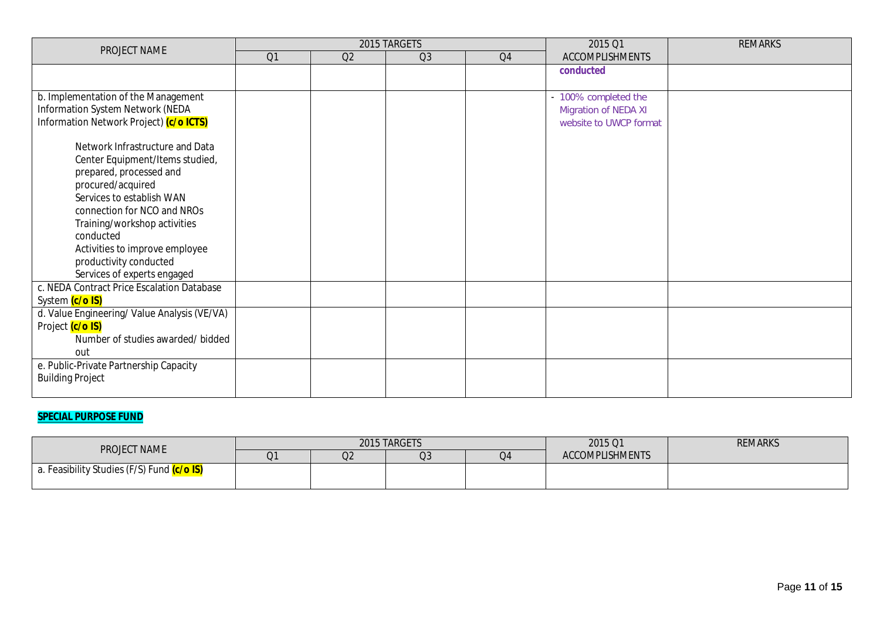| PROJECT NAME | 2015 TARGETS | | | | 2015 Q1 ACCOMPLISHMENTS | REMARKS |
|---|---|---|---|---|---|---|
| | Q1 | Q2 | Q3 | Q4 | | |
| | | | | | **conducted** | |
| b. Implementation of the Management Information System Network (NEDA Information Network Project) **(c/o ICTS)**<br><br>Network Infrastructure and Data Center Equipment/Items studied, prepared, processed and procured/acquired<br>Services to establish WAN connection for NCO and NROs<br>Training/workshop activities conducted<br>Activities to improve employee productivity conducted<br>Services of experts engaged | | | | | - 100% completed the Migration of NEDA XI website to UWCP format | |
| c. NEDA Contract Price Escalation Database System **(c/o IS)** | | | | | | |
| d. Value Engineering/ Value Analysis (VE/VA) Project **(c/o IS)**<br>Number of studies awarded/ bidded out | | | | | | |
| e. Public-Private Partnership Capacity Building Project | | | | | | |

**SPECIAL PURPOSE FUND**

| PROJECT NAME | 2015 TARGETS | | | | 2015 Q1 ACCOMPLISHMENTS | REMARKS |
|---|---|---|---|---|---|---|
| | Q1 | Q2 | Q3 | Q4 | | |
| a. Feasibility Studies (F/S) Fund **(c/o IS)** | | | | | | |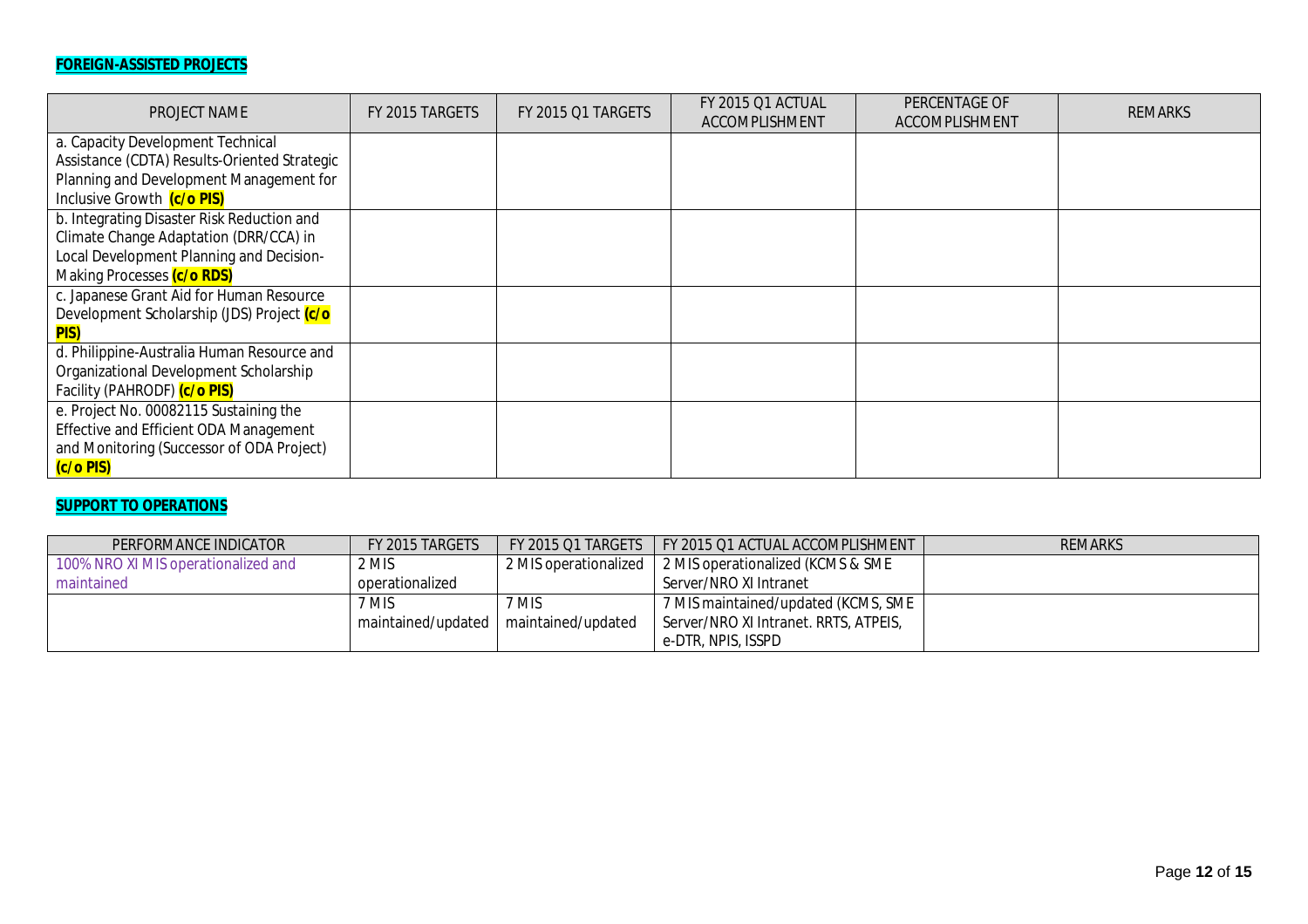**FOREIGN-ASSISTED PROJECTS**

| PROJECT NAME | FY 2015 TARGETS | FY 2015 Q1 TARGETS | FY 2015 Q1 ACTUAL ACCOMPLISHMENT | PERCENTAGE OF ACCOMPLISHMENT | REMARKS |
|---|---|---|---|---|---|
| a. Capacity Development Technical Assistance (CDTA) Results-Oriented Strategic Planning and Development Management for Inclusive Growth **(c/o PIS)** | | | | | |
| b. Integrating Disaster Risk Reduction and Climate Change Adaptation (DRR/CCA) in Local Development Planning and Decision-Making Processes **(c/o RDS)** | | | | | |
| c. Japanese Grant Aid for Human Resource Development Scholarship (JDS) Project **(c/o PIS)** | | | | | |
| d. Philippine-Australia Human Resource and Organizational Development Scholarship Facility (PAHRODF) **(c/o PIS)** | | | | | |
| e. Project No. 00082115 Sustaining the Effective and Efficient ODA Management and Monitoring (Successor of ODA Project) **(c/o PIS)** | | | | | |

**SUPPORT TO OPERATIONS**

| PERFORMANCE INDICATOR | FY 2015 TARGETS | FY 2015 Q1 TARGETS | FY 2015 Q1 ACTUAL ACCOMPLISHMENT | REMARKS |
|---|---|---|---|---|
| 100% NRO XI MIS operationalized and maintained | 2 MIS operationalized | 2 MIS operationalized | 2 MIS operationalized (KCMS & SME Server/NRO XI Intranet | |
| | 7 MIS maintained/updated | 7 MIS maintained/updated | 7 MIS maintained/updated (KCMS, SME Server/NRO XI Intranet. RRTS, ATPEIS, e-DTR, NPIS, ISSPD | |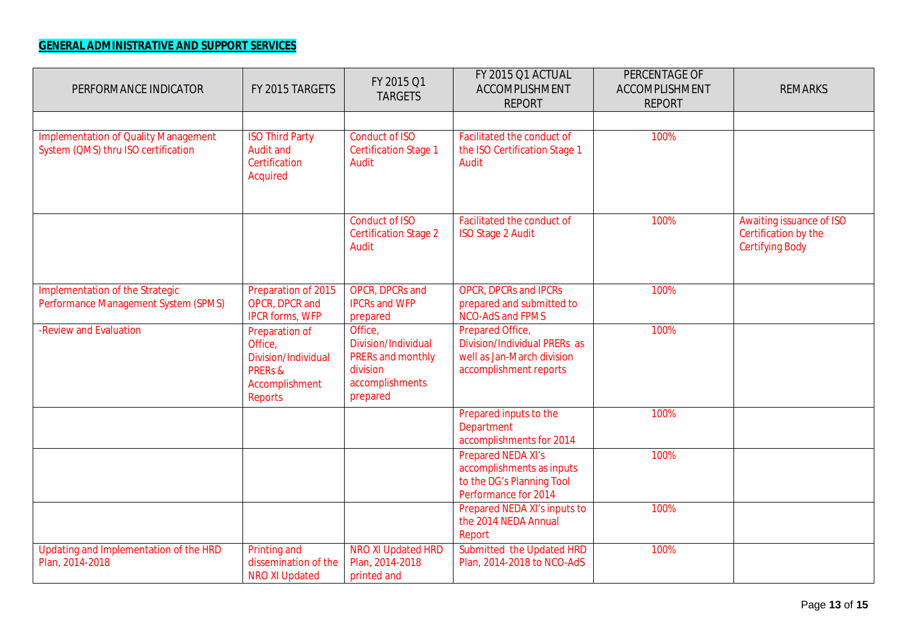**GENERAL ADMINISTRATIVE AND SUPPORT SERVICES**

| PERFORMANCE INDICATOR | FY 2015 TARGETS | FY 2015 Q1 TARGETS | FY 2015 Q1 ACTUAL ACCOMPLISHMENT REPORT | PERCENTAGE OF ACCOMPLISHMENT REPORT | REMARKS |
|---|---|---|---|---|---|
| | | | | | |
| Implementation of Quality Management System (QMS) thru ISO certification | ISO Third Party Audit and Certification Acquired | Conduct of ISO Certification Stage 1 Audit | Facilitated the conduct of the ISO Certification Stage 1 Audit | 100% | |
| | | Conduct of ISO Certification Stage 2 Audit | Facilitated the conduct of ISO Stage 2 Audit | 100% | Awaiting issuance of ISO Certification by the Certifying Body |
| Implementation of the Strategic Performance Management System (SPMS) | Preparation of 2015 OPCR, DPCR and IPCR forms, WFP | OPCR, DPCRs and IPCRs and WFP prepared | OPCR, DPCRs and IPCRs prepared and submitted to NCO-AdS and FPMS | 100% | |
| -Review and Evaluation | Preparation of Office, Division/Individual PRERs & Accomplishment Reports | Office, Division/Individual PRERs and monthly division accomplishments prepared | Prepared Office, Division/Individual PRERs as well as Jan-March division accomplishment reports | 100% | |
| | | | Prepared inputs to the Department accomplishments for 2014 | 100% | |
| | | | Prepared NEDA XI's accomplishments as inputs to the DG's Planning Tool Performance for 2014 | 100% | |
| | | | Prepared NEDA XI's inputs to the 2014 NEDA Annual Report | 100% | |
| Updating and Implementation of the HRD Plan, 2014-2018 | Printing and dissemination of the NRO XI Updated | NRO XI Updated HRD Plan, 2014-2018 printed and | Submitted the Updated HRD Plan, 2014-2018 to NCO-AdS | 100% | |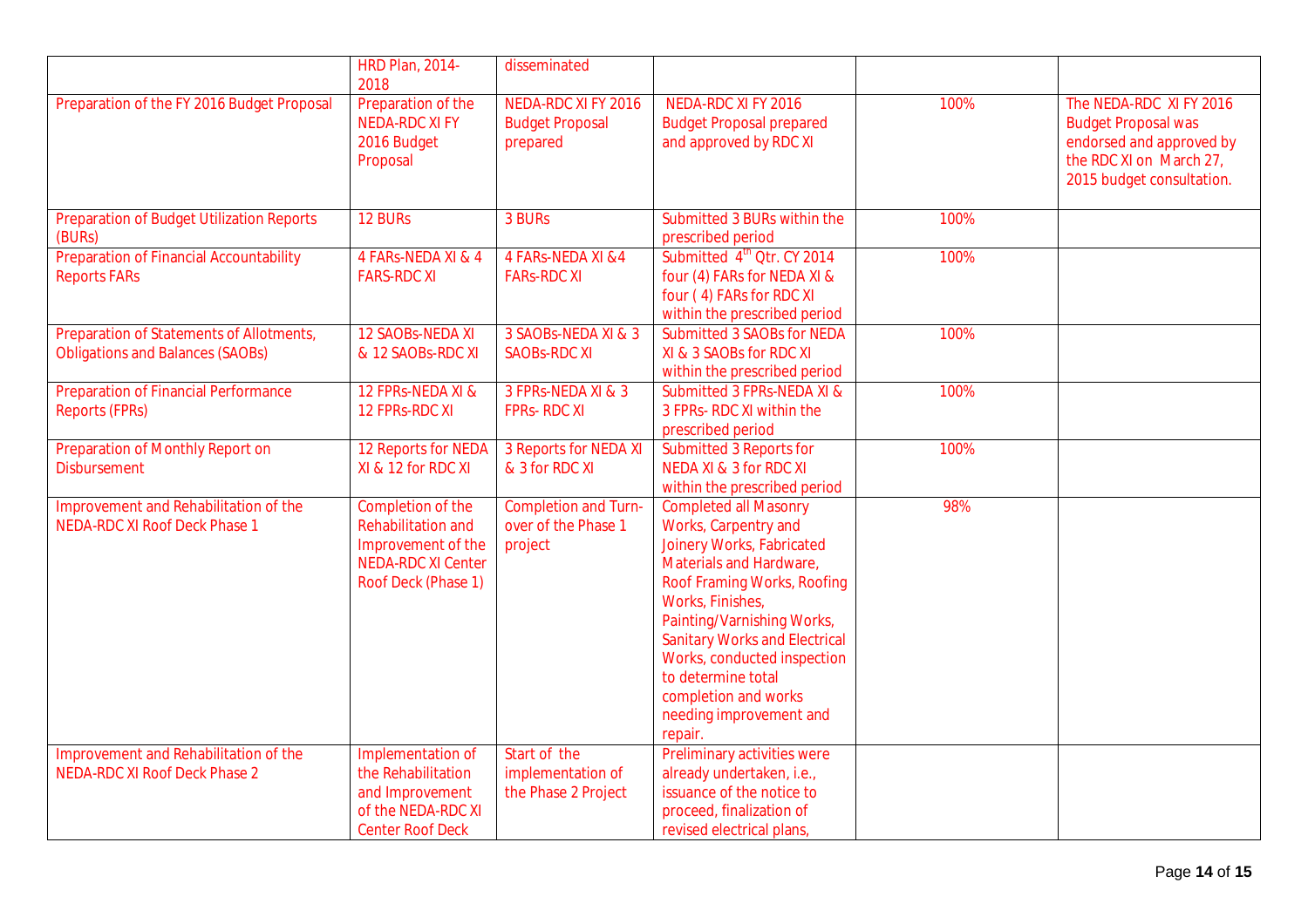| | | | | | |
|---|---|---|---|---|---|
| | HRD Plan, 2014-2018 | disseminated | | | |
| Preparation of the FY 2016 Budget Proposal | Preparation of the NEDA-RDC XI FY 2016 Budget Proposal | NEDA-RDC XI FY 2016 Budget Proposal prepared | NEDA-RDC XI FY 2016 Budget Proposal prepared and approved by RDC XI | 100% | The NEDA-RDC XI FY 2016 Budget Proposal was endorsed and approved by the RDC XI on March 27, 2015 budget consultation. |
| Preparation of Budget Utilization Reports (BURs) | 12 BURs | 3 BURs | Submitted 3 BURs within the prescribed period | 100% | |
| Preparation of Financial Accountability Reports FARs | 4 FARs-NEDA XI & 4 FARS-RDC XI | 4 FARs-NEDA XI &4 FARs-RDC XI | Submitted 4th Qtr. CY 2014 four (4) FARs for NEDA XI & four ( 4) FARs for RDC XI within the prescribed period | 100% | |
| Preparation of Statements of Allotments, Obligations and Balances (SAOBs) | 12 SAOBs-NEDA XI & 12 SAOBs-RDC XI | 3 SAOBs-NEDA XI & 3 SAOBs-RDC XI | Submitted 3 SAOBs for NEDA XI & 3 SAOBs for RDC XI within the prescribed period | 100% | |
| Preparation of Financial Performance Reports (FPRs) | 12 FPRs-NEDA XI & 12 FPRs-RDC XI | 3 FPRs-NEDA XI & 3 FPRs- RDC XI | Submitted 3 FPRs-NEDA XI & 3 FPRs- RDC XI within the prescribed period | 100% | |
| Preparation of Monthly Report on Disbursement | 12 Reports for NEDA XI & 12 for RDC XI | 3 Reports for NEDA XI & 3 for RDC XI | Submitted 3 Reports for NEDA XI & 3 for RDC XI within the prescribed period | 100% | |
| Improvement and Rehabilitation of the NEDA-RDC XI Roof Deck Phase 1 | Completion of the Rehabilitation and Improvement of the NEDA-RDC XI Center Roof Deck (Phase 1) | Completion and Turn-over of the Phase 1 project | Completed all Masonry Works, Carpentry and Joinery Works, Fabricated Materials and Hardware, Roof Framing Works, Roofing Works, Finishes, Painting/Varnishing Works, Sanitary Works and Electrical Works, conducted inspection to determine total completion and works needing improvement and repair. | 98% | |
| Improvement and Rehabilitation of the NEDA-RDC XI Roof Deck Phase 2 | Implementation of the Rehabilitation and Improvement of the NEDA-RDC XI Center Roof Deck | Start of the implementation of the Phase 2 Project | Preliminary activities were already undertaken, i.e., issuance of the notice to proceed, finalization of revised electrical plans, | | |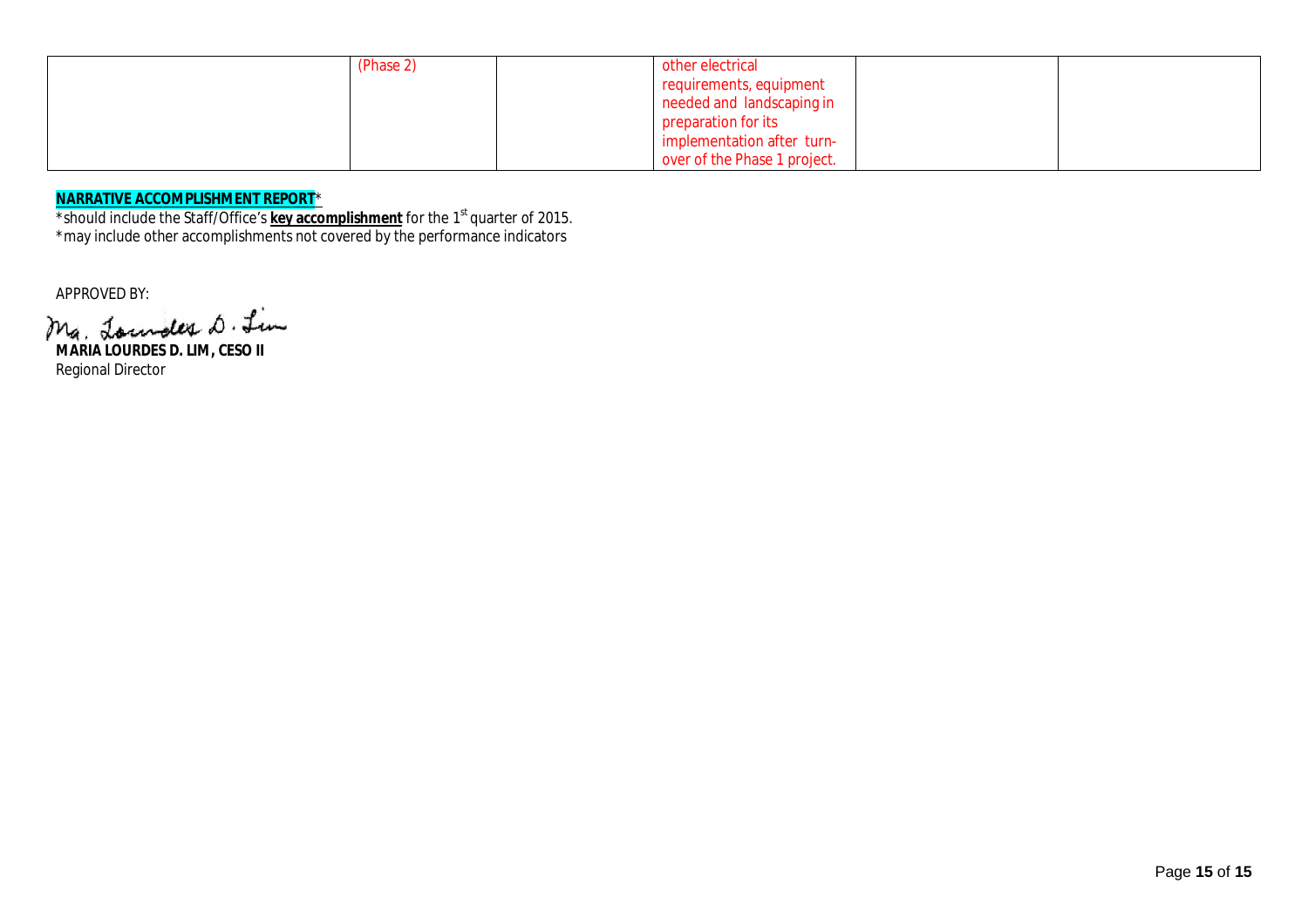| | | | | | |
|---|---|---|---|---|---|
| | (Phase 2) | | other electrical requirements, equipment needed and landscaping in preparation for its implementation after turn-over of the Phase 1 project. | | |

**NARRATIVE ACCOMPLISHMENT REPORT***

*should include the Staff/Office's **key accomplishment** for the 1st quarter of 2015.

*may include other accomplishments not covered by the performance indicators

APPROVED BY:

Ma. Lourdes D. Lim

**MARIA LOURDES D. LIM, CESO II**

Regional Director